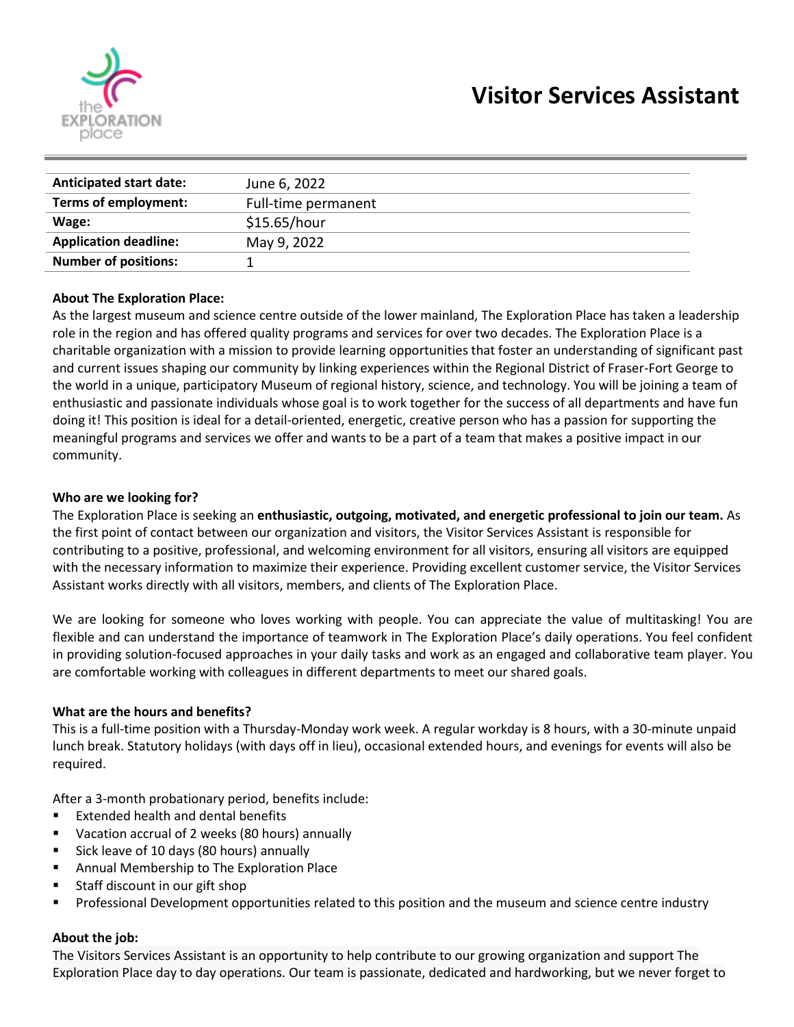# Visitor Services Assistant

| | |
|---|---|
| **Anticipated start date:** | June 6, 2022 |
| **Terms of employment:** | Full-time permanent |
| **Wage:** | $15.65/hour |
| **Application deadline:** | May 9, 2022 |
| **Number of positions:** | 1 |

**About The Exploration Place:**

As the largest museum and science centre outside of the lower mainland, The Exploration Place has taken a leadership role in the region and has offered quality programs and services for over two decades. The Exploration Place is a charitable organization with a mission to provide learning opportunities that foster an understanding of significant past and current issues shaping our community by linking experiences within the Regional District of Fraser-Fort George to the world in a unique, participatory Museum of regional history, science, and technology. You will be joining a team of enthusiastic and passionate individuals whose goal is to work together for the success of all departments and have fun doing it! This position is ideal for a detail-oriented, energetic, creative person who has a passion for supporting the meaningful programs and services we offer and wants to be a part of a team that makes a positive impact in our community.

**Who are we looking for?**

The Exploration Place is seeking an **enthusiastic, outgoing, motivated, and energetic professional to join our team.** As the first point of contact between our organization and visitors, the Visitor Services Assistant is responsible for contributing to a positive, professional, and welcoming environment for all visitors, ensuring all visitors are equipped with the necessary information to maximize their experience. Providing excellent customer service, the Visitor Services Assistant works directly with all visitors, members, and clients of The Exploration Place.

We are looking for someone who loves working with people. You can appreciate the value of multitasking! You are flexible and can understand the importance of teamwork in The Exploration Place's daily operations. You feel confident in providing solution-focused approaches in your daily tasks and work as an engaged and collaborative team player. You are comfortable working with colleagues in different departments to meet our shared goals.

**What are the hours and benefits?**

This is a full-time position with a Thursday-Monday work week. A regular workday is 8 hours, with a 30-minute unpaid lunch break. Statutory holidays (with days off in lieu), occasional extended hours, and evenings for events will also be required.

After a 3-month probationary period, benefits include:

- Extended health and dental benefits
- Vacation accrual of 2 weeks (80 hours) annually
- Sick leave of 10 days (80 hours) annually
- Annual Membership to The Exploration Place
- Staff discount in our gift shop
- Professional Development opportunities related to this position and the museum and science centre industry

**About the job:**

The Visitors Services Assistant is an opportunity to help contribute to our growing organization and support The Exploration Place day to day operations. Our team is passionate, dedicated and hardworking, but we never forget to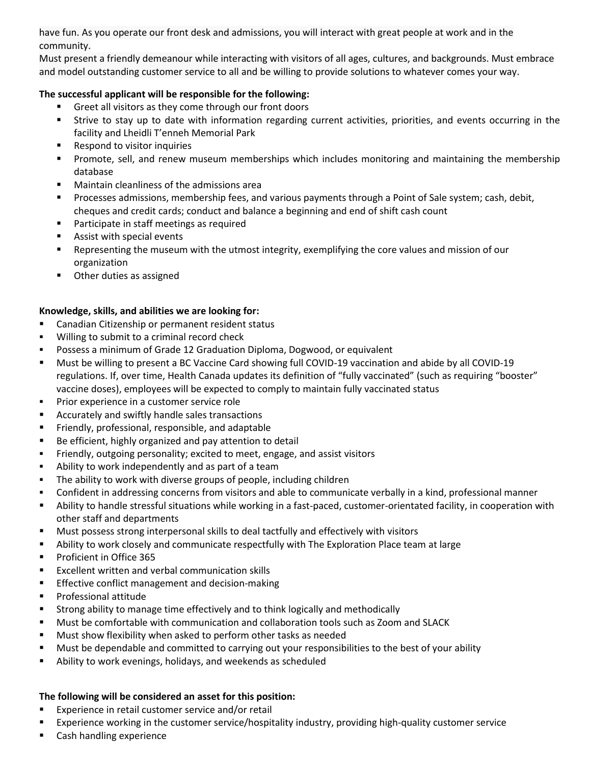have fun. As you operate our front desk and admissions, you will interact with great people at work and in the community.
Must present a friendly demeanour while interacting with visitors of all ages, cultures, and backgrounds. Must embrace and model outstanding customer service to all and be willing to provide solutions to whatever comes your way.

**The successful applicant will be responsible for the following:**

- Greet all visitors as they come through our front doors
- Strive to stay up to date with information regarding current activities, priorities, and events occurring in the facility and Lheidli T'enneh Memorial Park
- Respond to visitor inquiries
- Promote, sell, and renew museum memberships which includes monitoring and maintaining the membership database
- Maintain cleanliness of the admissions area
- Processes admissions, membership fees, and various payments through a Point of Sale system; cash, debit, cheques and credit cards; conduct and balance a beginning and end of shift cash count
- Participate in staff meetings as required
- Assist with special events
- Representing the museum with the utmost integrity, exemplifying the core values and mission of our organization
- Other duties as assigned

**Knowledge, skills, and abilities we are looking for:**

- Canadian Citizenship or permanent resident status
- Willing to submit to a criminal record check
- Possess a minimum of Grade 12 Graduation Diploma, Dogwood, or equivalent
- Must be willing to present a BC Vaccine Card showing full COVID-19 vaccination and abide by all COVID-19 regulations. If, over time, Health Canada updates its definition of "fully vaccinated" (such as requiring "booster" vaccine doses), employees will be expected to comply to maintain fully vaccinated status
- Prior experience in a customer service role
- Accurately and swiftly handle sales transactions
- Friendly, professional, responsible, and adaptable
- Be efficient, highly organized and pay attention to detail
- Friendly, outgoing personality; excited to meet, engage, and assist visitors
- Ability to work independently and as part of a team
- The ability to work with diverse groups of people, including children
- Confident in addressing concerns from visitors and able to communicate verbally in a kind, professional manner
- Ability to handle stressful situations while working in a fast-paced, customer-orientated facility, in cooperation with other staff and departments
- Must possess strong interpersonal skills to deal tactfully and effectively with visitors
- Ability to work closely and communicate respectfully with The Exploration Place team at large
- Proficient in Office 365
- Excellent written and verbal communication skills
- Effective conflict management and decision-making
- Professional attitude
- Strong ability to manage time effectively and to think logically and methodically
- Must be comfortable with communication and collaboration tools such as Zoom and SLACK
- Must show flexibility when asked to perform other tasks as needed
- Must be dependable and committed to carrying out your responsibilities to the best of your ability
- Ability to work evenings, holidays, and weekends as scheduled

**The following will be considered an asset for this position:**

- Experience in retail customer service and/or retail
- Experience working in the customer service/hospitality industry, providing high-quality customer service
- Cash handling experience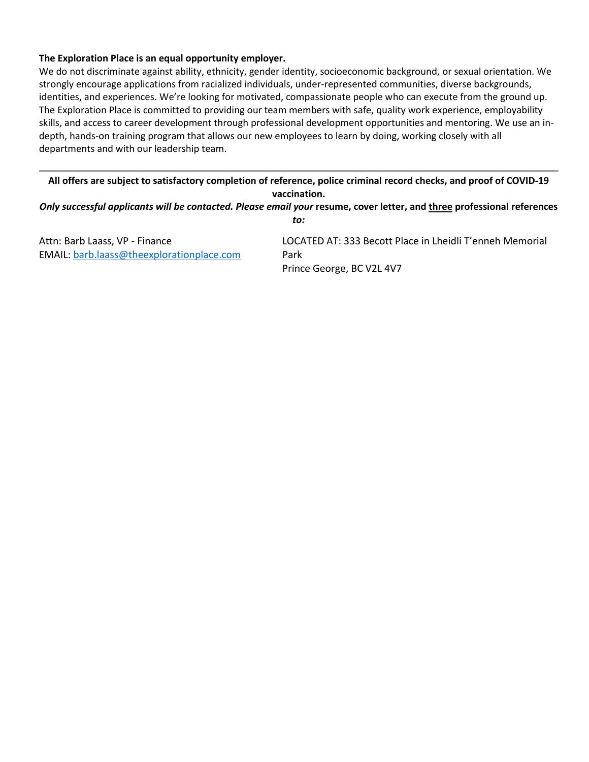**The Exploration Place is an equal opportunity employer.**

We do not discriminate against ability, ethnicity, gender identity, socioeconomic background, or sexual orientation. We strongly encourage applications from racialized individuals, under-represented communities, diverse backgrounds, identities, and experiences. We're looking for motivated, compassionate people who can execute from the ground up. The Exploration Place is committed to providing our team members with safe, quality work experience, employability skills, and access to career development through professional development opportunities and mentoring. We use an in-depth, hands-on training program that allows our new employees to learn by doing, working closely with all departments and with our leadership team.

---

**All offers are subject to satisfactory completion of reference, police criminal record checks, and proof of COVID-19 vaccination.**

***Only successful applicants will be contacted. Please email your*** **resume, cover letter, and <u>three</u> professional references** ***to:***

Attn: Barb Laass, VP - Finance
EMAIL: barb.laass@theexplorationplace.com

LOCATED AT: 333 Becott Place in Lheidli T'enneh Memorial Park
Prince George, BC V2L 4V7